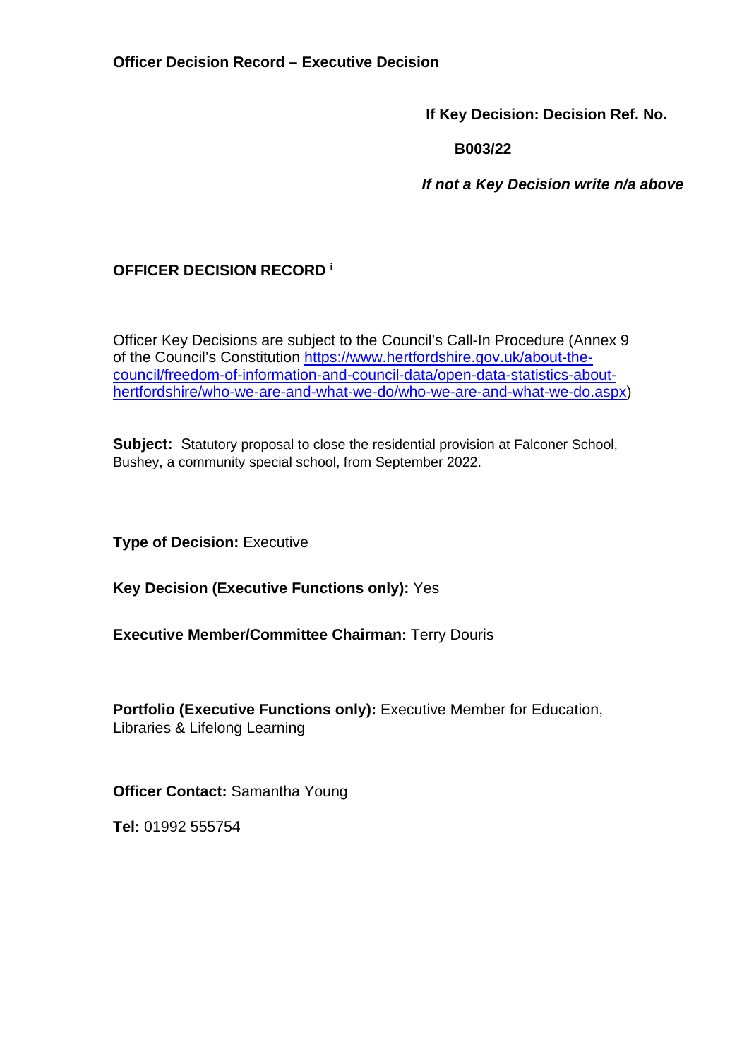**Officer Decision Record – Executive Decision**

**If Key Decision: Decision Ref. No.**

**B003/22**

***If not a Key Decision write n/a above***

## OFFICER DECISION RECORD [i]

Officer Key Decisions are subject to the Council's Call-In Procedure (Annex 9 of the Council's Constitution [https://www.hertfordshire.gov.uk/about-the-council/freedom-of-information-and-council-data/open-data-statistics-about-hertfordshire/who-we-are-and-what-we-do/who-we-are-and-what-we-do.aspx](https://www.hertfordshire.gov.uk/about-the-council/freedom-of-information-and-council-data/open-data-statistics-about-hertfordshire/who-we-are-and-what-we-do/who-we-are-and-what-we-do.aspx))

**Subject:** Statutory proposal to close the residential provision at Falconer School, Bushey, a community special school, from September 2022.

**Type of Decision:** Executive

**Key Decision (Executive Functions only):** Yes

**Executive Member/Committee Chairman:** Terry Douris

**Portfolio (Executive Functions only):** Executive Member for Education, Libraries & Lifelong Learning

**Officer Contact:** Samantha Young

**Tel:** 01992 555754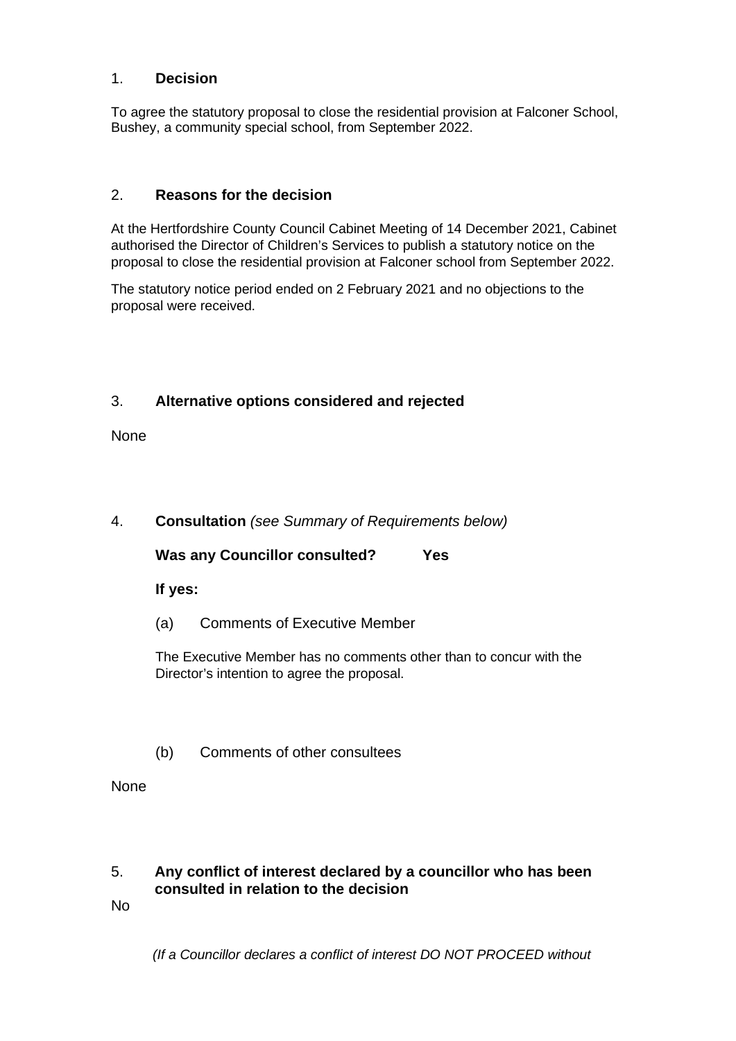## 1. Decision

To agree the statutory proposal to close the residential provision at Falconer School, Bushey, a community special school, from September 2022.

## 2. Reasons for the decision

At the Hertfordshire County Council Cabinet Meeting of 14 December 2021, Cabinet authorised the Director of Children's Services to publish a statutory notice on the proposal to close the residential provision at Falconer school from September 2022.

The statutory notice period ended on 2 February 2021 and no objections to the proposal were received.

## 3. Alternative options considered and rejected

None

## 4. Consultation *(see Summary of Requirements below)*

**Was any Councillor consulted? Yes**

**If yes:**

(a) Comments of Executive Member

The Executive Member has no comments other than to concur with the Director's intention to agree the proposal.

(b) Comments of other consultees

None

## 5. Any conflict of interest declared by a councillor who has been consulted in relation to the decision

No

*(If a Councillor declares a conflict of interest DO NOT PROCEED without*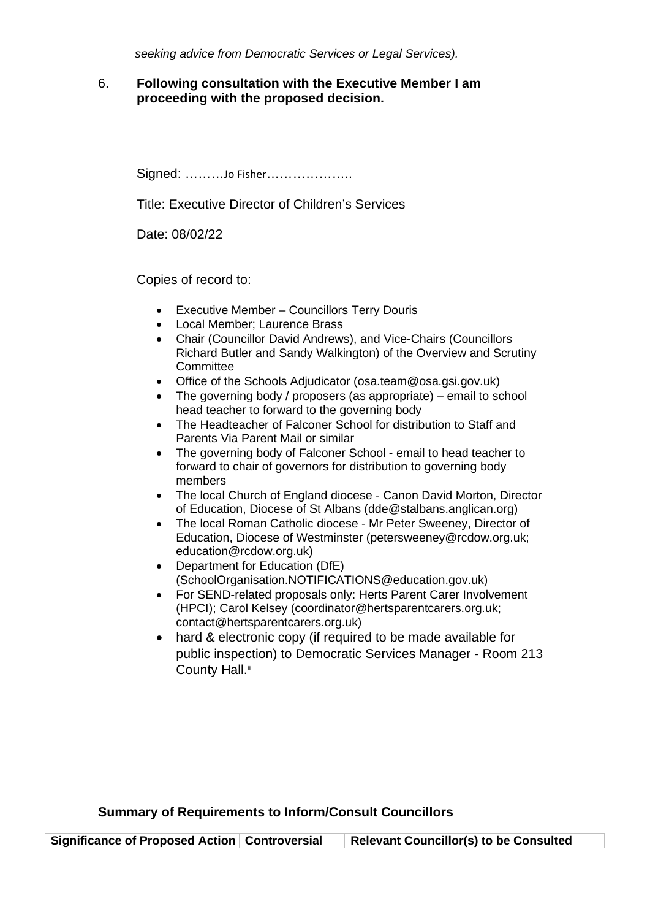*seeking advice from Democratic Services or Legal Services).*

6. **Following consultation with the Executive Member I am proceeding with the proposed decision.**

Signed: ………Jo Fisher………………..

Title: Executive Director of Children's Services

Date: 08/02/22

Copies of record to:

- Executive Member – Councillors Terry Douris
- Local Member; Laurence Brass
- Chair (Councillor David Andrews), and Vice-Chairs (Councillors Richard Butler and Sandy Walkington) of the Overview and Scrutiny Committee
- Office of the Schools Adjudicator (osa.team@osa.gsi.gov.uk)
- The governing body / proposers (as appropriate) – email to school head teacher to forward to the governing body
- The Headteacher of Falconer School for distribution to Staff and Parents Via Parent Mail or similar
- The governing body of Falconer School - email to head teacher to forward to chair of governors for distribution to governing body members
- The local Church of England diocese - Canon David Morton, Director of Education, Diocese of St Albans (dde@stalbans.anglican.org)
- The local Roman Catholic diocese - Mr Peter Sweeney, Director of Education, Diocese of Westminster (petersweeney@rcdow.org.uk; education@rcdow.org.uk)
- Department for Education (DfE) (SchoolOrganisation.NOTIFICATIONS@education.gov.uk)
- For SEND-related proposals only: Herts Parent Carer Involvement (HPCI); Carol Kelsey (coordinator@hertsparentcarers.org.uk; contact@hertsparentcarers.org.uk)
- hard & electronic copy (if required to be made available for public inspection) to Democratic Services Manager - Room 213 County Hall.[ii]

**Summary of Requirements to Inform/Consult Councillors**

| Significance of Proposed Action | Controversial | Relevant Councillor(s) to be Consulted |
|---|---|---|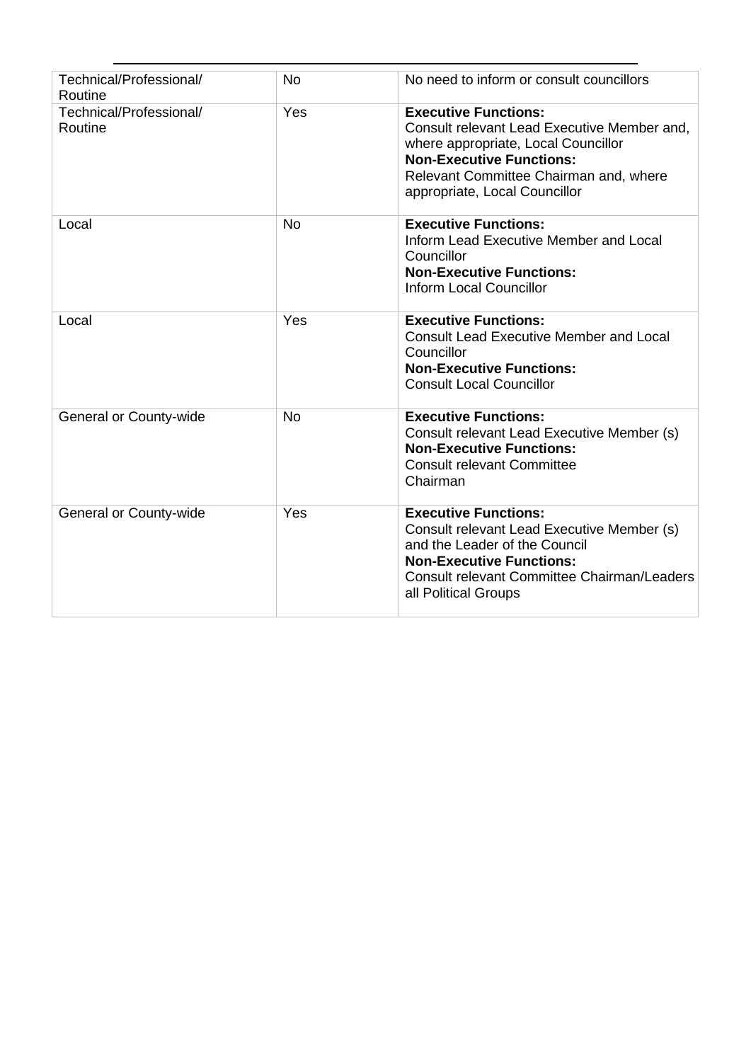| | | |
|---|---|---|
| Technical/Professional/ Routine | No | No need to inform or consult councillors |
| Technical/Professional/ Routine | Yes | **Executive Functions:** Consult relevant Lead Executive Member and, where appropriate, Local Councillor **Non-Executive Functions:** Relevant Committee Chairman and, where appropriate, Local Councillor |
| Local | No | **Executive Functions:** Inform Lead Executive Member and Local Councillor **Non-Executive Functions:** Inform Local Councillor |
| Local | Yes | **Executive Functions:** Consult Lead Executive Member and Local Councillor **Non-Executive Functions:** Consult Local Councillor |
| General or County-wide | No | **Executive Functions:** Consult relevant Lead Executive Member (s) **Non-Executive Functions:** Consult relevant Committee Chairman |
| General or County-wide | Yes | **Executive Functions:** Consult relevant Lead Executive Member (s) and the Leader of the Council **Non-Executive Functions:** Consult relevant Committee Chairman/Leaders all Political Groups |